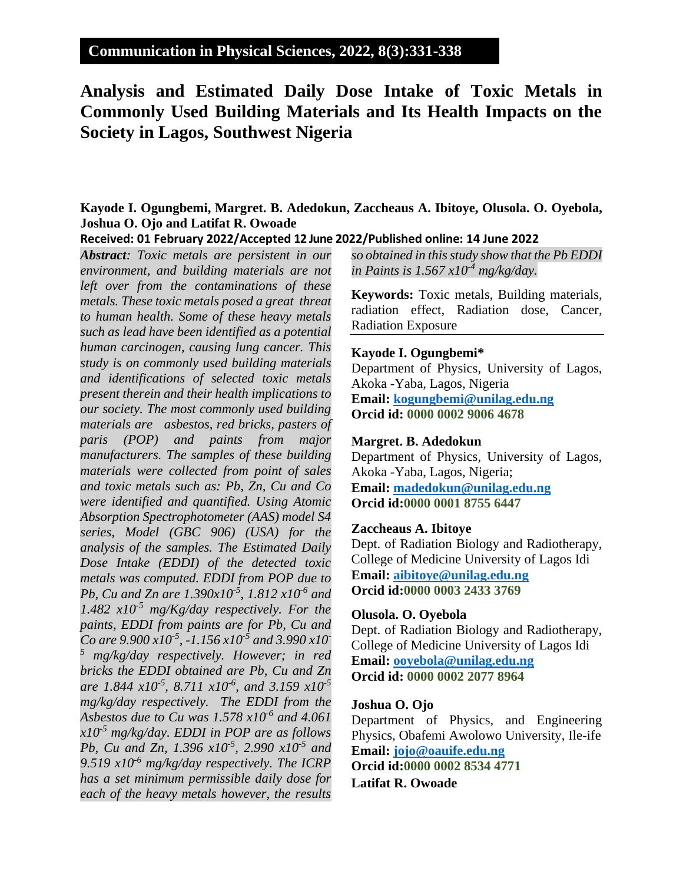# Analysis and Estimated Daily Dose Intake of Toxic Metals in Commonly Used Building Materials and Its Health Impacts on the Society in Lagos, Southwest Nigeria

**Kayode I. Ogungbemi, Margret. B. Adedokun, Zaccheaus A. Ibitoye, Olusola. O. Oyebola, Joshua O. Ojo and Latifat R. Owoade**

**Received: 01 February 2022/Accepted 12 June 2022/Published online: 14 June 2022**

***Abstract**: Toxic metals are persistent in our environment, and building materials are not left over from the contaminations of these metals. These toxic metals posed a great threat to human health. Some of these heavy metals such as lead have been identified as a potential human carcinogen, causing lung cancer. This study is on commonly used building materials and identifications of selected toxic metals present therein and their health implications to our society. The most commonly used building materials are asbestos, red bricks, pasters of paris (POP) and paints from major manufacturers. The samples of these building materials were collected from point of sales and toxic metals such as: Pb, Zn, Cu and Co were identified and quantified. Using Atomic Absorption Spectrophotometer (AAS) model S4 series, Model (GBC 906) (USA) for the analysis of the samples. The Estimated Daily Dose Intake (EDDI) of the detected toxic metals was computed. EDDI from POP due to Pb, Cu and Zn are $1.390 x10^{-5}$, $1.812 x10^{-6}$ and $1.482 x10^{-5}$ mg/Kg/day respectively. For the paints, EDDI from paints are for Pb, Cu and Co are $9.900 x10^{-5}$, $-1.156 x10^{-5}$ and $3.990 x10^{-5}$ mg/kg/day respectively. However; in red bricks the EDDI obtained are Pb, Cu and Zn are $1.844 x10^{-5}$, $8.711 x10^{-6}$, and $3.159 x10^{-5}$ mg/kg/day respectively. The EDDI from the Asbestos due to Cu was $1.578 x10^{-6}$ and $4.061 x10^{-5}$ mg/kg/day. EDDI in POP are as follows Pb, Cu and Zn, $1.396 x10^{-5}$, $2.990 x10^{-5}$ and $9.519 x10^{-6}$ mg/kg/day respectively. The ICRP has a set minimum permissible daily dose for each of the heavy metals however, the results so obtained in this study show that the Pb EDDI in Paints is $1.567 x10^{-4}$ mg/kg/day.*

**Keywords:** Toxic metals, Building materials, radiation effect, Radiation dose, Cancer, Radiation Exposure

**Kayode I. Ogungbemi***
Department of Physics, University of Lagos, Akoka -Yaba, Lagos, Nigeria
**Email: kogungbemi@unilag.edu.ng**
**Orcid id: 0000 0002 9006 4678**

**Margret. B. Adedokun**
Department of Physics, University of Lagos, Akoka -Yaba, Lagos, Nigeria;
**Email: madedokun@unilag.edu.ng**
**Orcid id:0000 0001 8755 6447**

**Zaccheaus A. Ibitoye**
Dept. of Radiation Biology and Radiotherapy, College of Medicine University of Lagos Idi
**Email: aibitoye@unilag.edu.ng**
**Orcid id:0000 0003 2433 3769**

**Olusola. O. Oyebola**
Dept. of Radiation Biology and Radiotherapy, College of Medicine University of Lagos Idi
**Email: ooyebola@unilag.edu.ng**
**Orcid id: 0000 0002 2077 8964**

**Joshua O. Ojo**
Department of Physics, and Engineering Physics, Obafemi Awolowo University, Ile-ife
**Email: jojo@oauife.edu.ng**
**Orcid id:0000 0002 8534 4771**

**Latifat R. Owoade**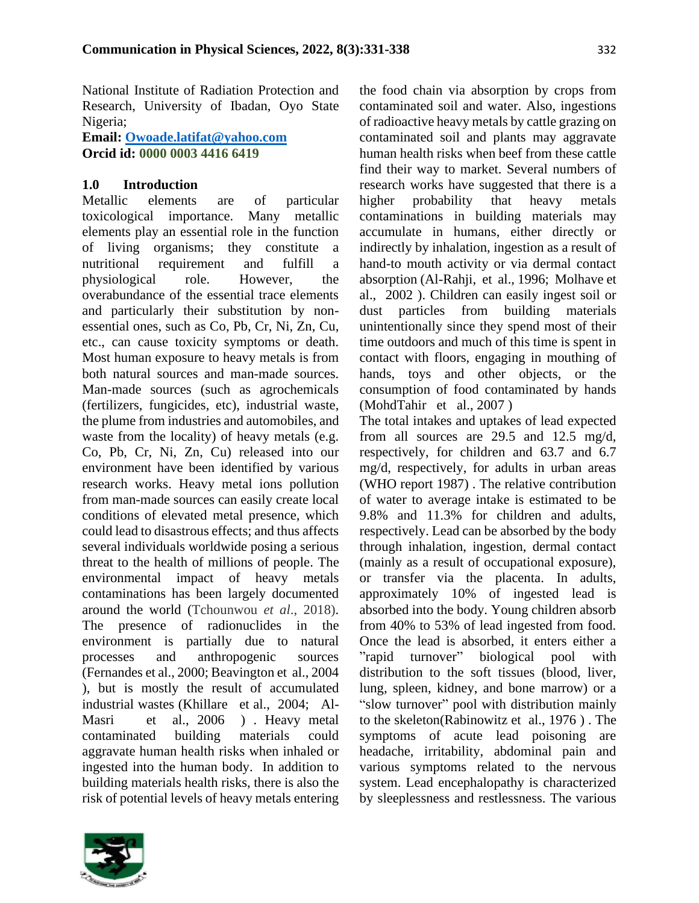National Institute of Radiation Protection and Research, University of Ibadan, Oyo State Nigeria;

**Email: Owoade.latifat@yahoo.com**
**Orcid id: 0000 0003 4416 6419**

## 1.0 Introduction

Metallic elements are of particular toxicological importance. Many metallic elements play an essential role in the function of living organisms; they constitute a nutritional requirement and fulfill a physiological role. However, the overabundance of the essential trace elements and particularly their substitution by non-essential ones, such as Co, Pb, Cr, Ni, Zn, Cu, etc., can cause toxicity symptoms or death. Most human exposure to heavy metals is from both natural sources and man-made sources. Man-made sources (such as agrochemicals (fertilizers, fungicides, etc), industrial waste, the plume from industries and automobiles, and waste from the locality) of heavy metals (e.g. Co, Pb, Cr, Ni, Zn, Cu) released into our environment have been identified by various research works. Heavy metal ions pollution from man-made sources can easily create local conditions of elevated metal presence, which could lead to disastrous effects; and thus affects several individuals worldwide posing a serious threat to the health of millions of people. The environmental impact of heavy metals contaminations has been largely documented around the world (Tchounwou *et al*., 2018). The presence of radionuclides in the environment is partially due to natural processes and anthropogenic sources (Fernandes et al., 2000; Beavington et al., 2004 ), but is mostly the result of accumulated industrial wastes (Khillare et al., 2004; Al-Masri et al., 2006 ) . Heavy metal contaminated building materials could aggravate human health risks when inhaled or ingested into the human body. In addition to building materials health risks, there is also the risk of potential levels of heavy metals entering the food chain via absorption by crops from contaminated soil and water. Also, ingestions of radioactive heavy metals by cattle grazing on contaminated soil and plants may aggravate human health risks when beef from these cattle find their way to market. Several numbers of research works have suggested that there is a higher probability that heavy metals contaminations in building materials may accumulate in humans, either directly or indirectly by inhalation, ingestion as a result of hand-to mouth activity or via dermal contact absorption (Al-Rahji, et al., 1996; Molhave et al., 2002 ). Children can easily ingest soil or dust particles from building materials unintentionally since they spend most of their time outdoors and much of this time is spent in contact with floors, engaging in mouthing of hands, toys and other objects, or the consumption of food contaminated by hands (MohdTahir et al., 2007 )

The total intakes and uptakes of lead expected from all sources are 29.5 and 12.5 mg/d, respectively, for children and 63.7 and 6.7 mg/d, respectively, for adults in urban areas (WHO report 1987) . The relative contribution of water to average intake is estimated to be 9.8% and 11.3% for children and adults, respectively. Lead can be absorbed by the body through inhalation, ingestion, dermal contact (mainly as a result of occupational exposure), or transfer via the placenta. In adults, approximately 10% of ingested lead is absorbed into the body. Young children absorb from 40% to 53% of lead ingested from food. Once the lead is absorbed, it enters either a "rapid turnover" biological pool with distribution to the soft tissues (blood, liver, lung, spleen, kidney, and bone marrow) or a "slow turnover" pool with distribution mainly to the skeleton(Rabinowitz et al., 1976 ) . The symptoms of acute lead poisoning are headache, irritability, abdominal pain and various symptoms related to the nervous system. Lead encephalopathy is characterized by sleeplessness and restlessness. The various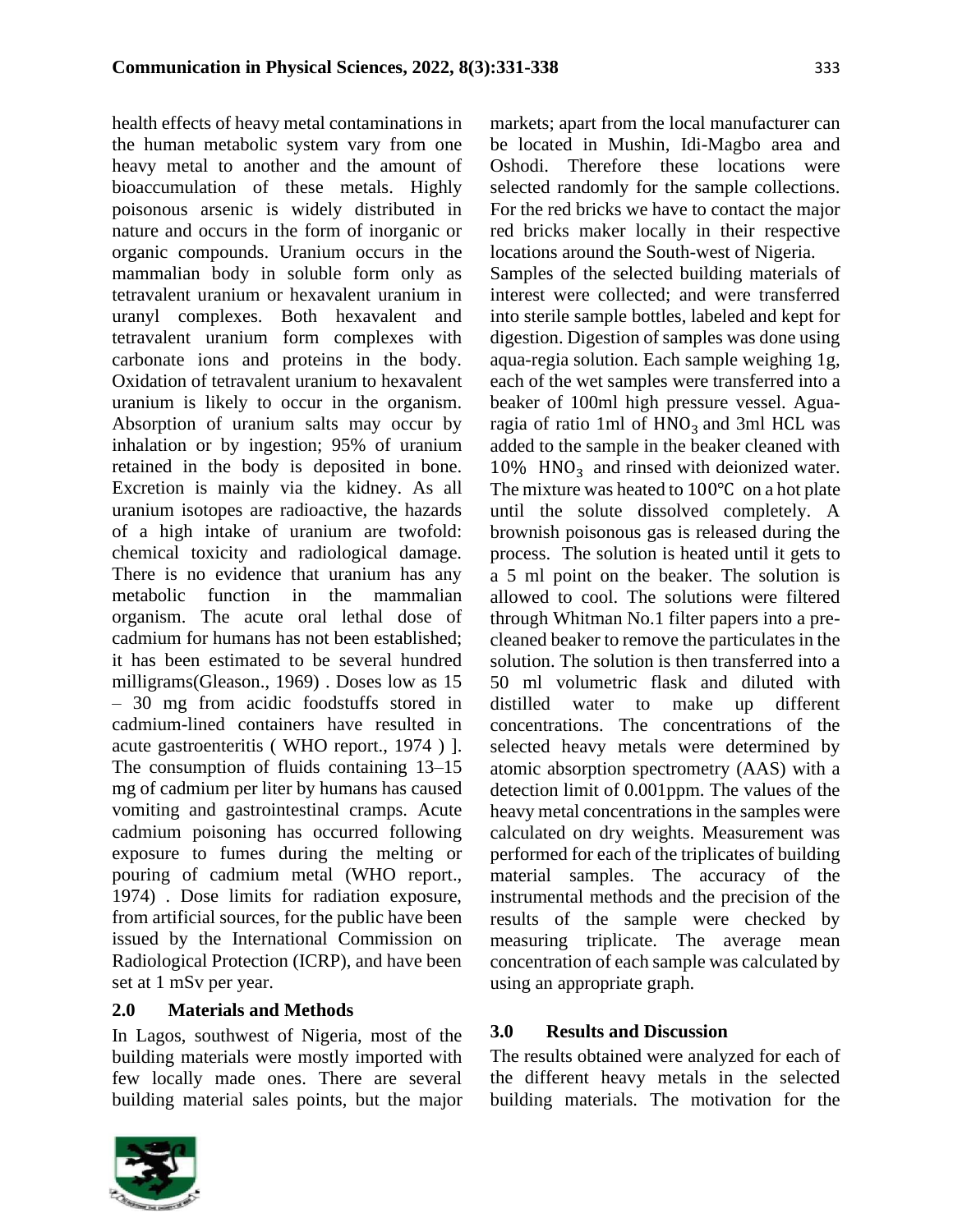health effects of heavy metal contaminations in the human metabolic system vary from one heavy metal to another and the amount of bioaccumulation of these metals. Highly poisonous arsenic is widely distributed in nature and occurs in the form of inorganic or organic compounds. Uranium occurs in the mammalian body in soluble form only as tetravalent uranium or hexavalent uranium in uranyl complexes. Both hexavalent and tetravalent uranium form complexes with carbonate ions and proteins in the body. Oxidation of tetravalent uranium to hexavalent uranium is likely to occur in the organism. Absorption of uranium salts may occur by inhalation or by ingestion; 95% of uranium retained in the body is deposited in bone. Excretion is mainly via the kidney. As all uranium isotopes are radioactive, the hazards of a high intake of uranium are twofold: chemical toxicity and radiological damage. There is no evidence that uranium has any metabolic function in the mammalian organism. The acute oral lethal dose of cadmium for humans has not been established; it has been estimated to be several hundred milligrams(Gleason., 1969) . Doses low as 15 – 30 mg from acidic foodstuffs stored in cadmium-lined containers have resulted in acute gastroenteritis ( WHO report., 1974 ) ]. The consumption of fluids containing 13–15 mg of cadmium per liter by humans has caused vomiting and gastrointestinal cramps. Acute cadmium poisoning has occurred following exposure to fumes during the melting or pouring of cadmium metal (WHO report., 1974) . Dose limits for radiation exposure, from artificial sources, for the public have been issued by the International Commission on Radiological Protection (ICRP), and have been set at 1 mSv per year.

## 2.0 Materials and Methods

In Lagos, southwest of Nigeria, most of the building materials were mostly imported with few locally made ones. There are several building material sales points, but the major markets; apart from the local manufacturer can be located in Mushin, Idi-Magbo area and Oshodi. Therefore these locations were selected randomly for the sample collections. For the red bricks we have to contact the major red bricks maker locally in their respective locations around the South-west of Nigeria.

Samples of the selected building materials of interest were collected; and were transferred into sterile sample bottles, labeled and kept for digestion. Digestion of samples was done using aqua-regia solution. Each sample weighing 1g, each of the wet samples were transferred into a beaker of 100ml high pressure vessel. Agua-ragia of ratio 1ml of $HNO_3$ and 3ml HCL was added to the sample in the beaker cleaned with 10% $HNO_3$ and rinsed with deionized water. The mixture was heated to 100℃ on a hot plate until the solute dissolved completely. A brownish poisonous gas is released during the process. The solution is heated until it gets to a 5 ml point on the beaker. The solution is allowed to cool. The solutions were filtered through Whitman No.1 filter papers into a pre-cleaned beaker to remove the particulates in the solution. The solution is then transferred into a 50 ml volumetric flask and diluted with distilled water to make up different concentrations. The concentrations of the selected heavy metals were determined by atomic absorption spectrometry (AAS) with a detection limit of 0.001ppm. The values of the heavy metal concentrations in the samples were calculated on dry weights. Measurement was performed for each of the triplicates of building material samples. The accuracy of the instrumental methods and the precision of the results of the sample were checked by measuring triplicate. The average mean concentration of each sample was calculated by using an appropriate graph.

## 3.0 Results and Discussion

The results obtained were analyzed for each of the different heavy metals in the selected building materials. The motivation for the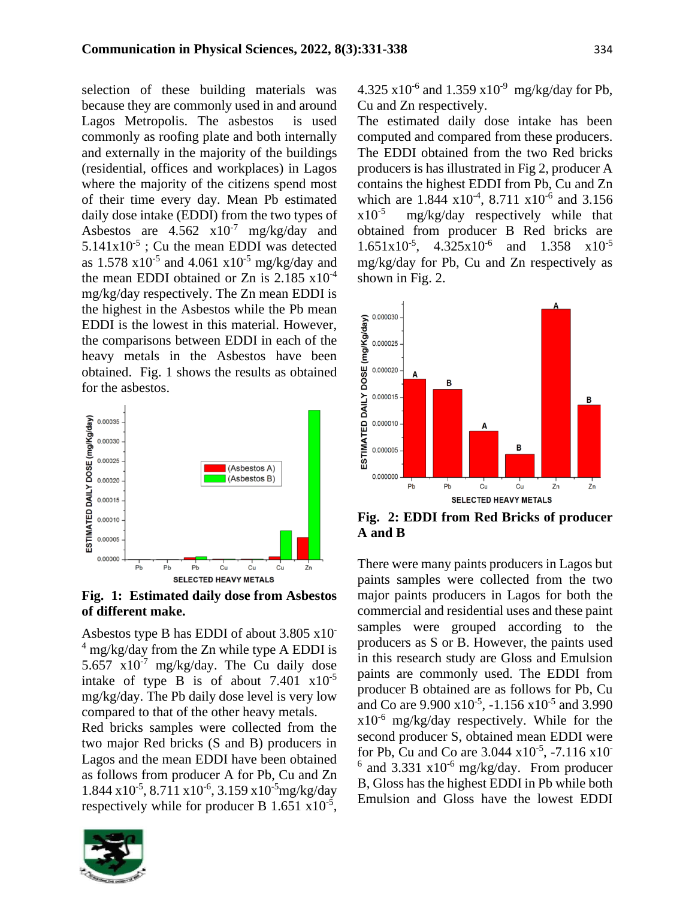selection of these building materials was because they are commonly used in and around Lagos Metropolis. The asbestos is used commonly as roofing plate and both internally and externally in the majority of the buildings (residential, offices and workplaces) in Lagos where the majority of the citizens spend most of their time every day. Mean Pb estimated daily dose intake (EDDI) from the two types of Asbestos are $4.562 \times 10^{-7}$ mg/kg/day and $5.141 \times 10^{-5}$ ; Cu the mean EDDI was detected as $1.578 \times 10^{-5}$ and $4.061 \times 10^{-5}$ mg/kg/day and the mean EDDI obtained or Zn is $2.185 \times 10^{-4}$ mg/kg/day respectively. The Zn mean EDDI is the highest in the Asbestos while the Pb mean EDDI is the lowest in this material. However, the comparisons between EDDI in each of the heavy metals in the Asbestos have been obtained. Fig. 1 shows the results as obtained for the asbestos.

**Fig. 1: Estimated daily dose from Asbestos of different make.**

Asbestos type B has EDDI of about $3.805 \times 10^{-4}$ mg/kg/day from the Zn while type A EDDI is $5.657 \times 10^{-7}$ mg/kg/day. The Cu daily dose intake of type B is of about $7.401 \times 10^{-5}$ mg/kg/day. The Pb daily dose level is very low compared to that of the other heavy metals.

Red bricks samples were collected from the two major Red bricks (S and B) producers in Lagos and the mean EDDI have been obtained as follows from producer A for Pb, Cu and Zn $1.844 \times 10^{-5}$, $8.711 \times 10^{-6}$, $3.159 \times 10^{-5}$mg/kg/day respectively while for producer B $1.651 \times 10^{-5}$, $4.325 \times 10^{-6}$ and $1.359 \times 10^{-9}$ mg/kg/day for Pb, Cu and Zn respectively.

The estimated daily dose intake has been computed and compared from these producers. The EDDI obtained from the two Red bricks producers is has illustrated in Fig 2, producer A contains the highest EDDI from Pb, Cu and Zn which are $1.844 \times 10^{-4}$, $8.711 \times 10^{-6}$ and $3.156 \times 10^{-5}$ mg/kg/day respectively while that obtained from producer B Red bricks are $1.651 \times 10^{-5}$, $4.325 \times 10^{-6}$ and $1.358 \times 10^{-5}$ mg/kg/day for Pb, Cu and Zn respectively as shown in Fig. 2.

**Fig. 2: EDDI from Red Bricks of producer A and B**

There were many paints producers in Lagos but paints samples were collected from the two major paints producers in Lagos for both the commercial and residential uses and these paint samples were grouped according to the producers as S or B. However, the paints used in this research study are Gloss and Emulsion paints are commonly used. The EDDI from producer B obtained are as follows for Pb, Cu and Co are $9.900 \times 10^{-5}$, $-1.156 \times 10^{-5}$ and $3.990 \times 10^{-6}$ mg/kg/day respectively. While for the second producer S, obtained mean EDDI were for Pb, Cu and Co are $3.044 \times 10^{-5}$, $-7.116 \times 10^{-6}$ and $3.331 \times 10^{-6}$ mg/kg/day. From producer B, Gloss has the highest EDDI in Pb while both Emulsion and Gloss have the lowest EDDI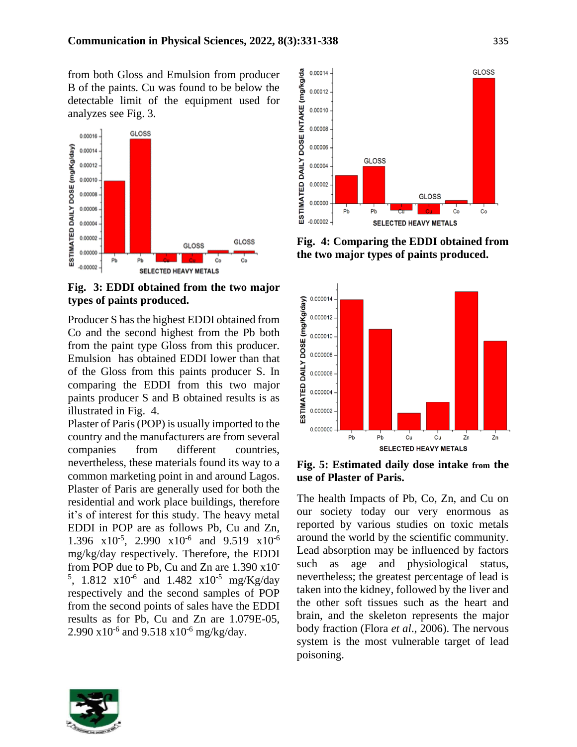from both Gloss and Emulsion from producer B of the paints. Cu was found to be below the detectable limit of the equipment used for analyzes see Fig. 3.

**Fig. 3: EDDI obtained from the two major types of paints produced.**

Producer S has the highest EDDI obtained from Co and the second highest from the Pb both from the paint type Gloss from this producer. Emulsion has obtained EDDI lower than that of the Gloss from this paints producer S. In comparing the EDDI from this two major paints producer S and B obtained results is as illustrated in Fig. 4.

Plaster of Paris (POP) is usually imported to the country and the manufacturers are from several companies from different countries, nevertheless, these materials found its way to a common marketing point in and around Lagos. Plaster of Paris are generally used for both the residential and work place buildings, therefore it's of interest for this study. The heavy metal EDDI in POP are as follows Pb, Cu and Zn, $1.396 \times 10^{-5}$, $2.990 \times 10^{-6}$ and $9.519 \times 10^{-6}$ mg/kg/day respectively. Therefore, the EDDI from POP due to Pb, Cu and Zn are $1.390 \times 10^{-5}$, $1.812 \times 10^{-6}$ and $1.482 \times 10^{-5}$ mg/Kg/day respectively and the second samples of POP from the second points of sales have the EDDI results as for Pb, Cu and Zn are 1.079E-05, $2.990 \times 10^{-6}$ and $9.518 \times 10^{-6}$ mg/kg/day.

**Fig. 4: Comparing the EDDI obtained from the two major types of paints produced.**

**Fig. 5: Estimated daily dose intake from the use of Plaster of Paris.**

The health Impacts of Pb, Co, Zn, and Cu on our society today our very enormous as reported by various studies on toxic metals around the world by the scientific community. Lead absorption may be influenced by factors such as age and physiological status, nevertheless; the greatest percentage of lead is taken into the kidney, followed by the liver and the other soft tissues such as the heart and brain, and the skeleton represents the major body fraction (Flora *et al*., 2006). The nervous system is the most vulnerable target of lead poisoning.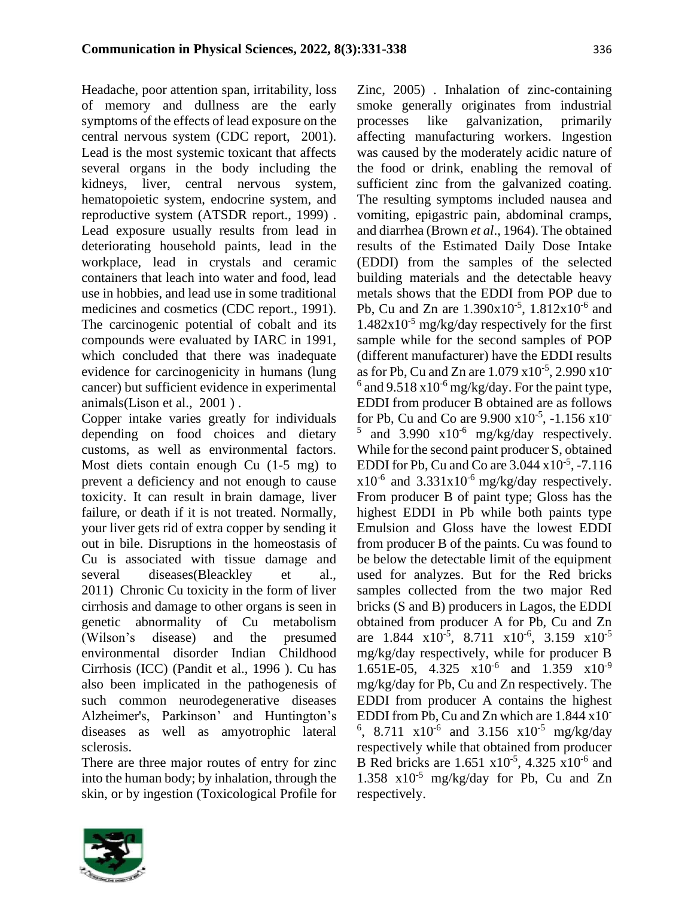Headache, poor attention span, irritability, loss of memory and dullness are the early symptoms of the effects of lead exposure on the central nervous system (CDC report, 2001). Lead is the most systemic toxicant that affects several organs in the body including the kidneys, liver, central nervous system, hematopoietic system, endocrine system, and reproductive system (ATSDR report., 1999) . Lead exposure usually results from lead in deteriorating household paints, lead in the workplace, lead in crystals and ceramic containers that leach into water and food, lead use in hobbies, and lead use in some traditional medicines and cosmetics (CDC report., 1991). The carcinogenic potential of cobalt and its compounds were evaluated by IARC in 1991, which concluded that there was inadequate evidence for carcinogenicity in humans (lung cancer) but sufficient evidence in experimental animals(Lison et al., 2001 ) .

Copper intake varies greatly for individuals depending on food choices and dietary customs, as well as environmental factors. Most diets contain enough Cu (1-5 mg) to prevent a deficiency and not enough to cause toxicity. It can result in brain damage, liver failure, or death if it is not treated. Normally, your liver gets rid of extra copper by sending it out in bile. Disruptions in the homeostasis of Cu is associated with tissue damage and several diseases(Bleackley et al., 2011) Chronic Cu toxicity in the form of liver cirrhosis and damage to other organs is seen in genetic abnormality of Cu metabolism (Wilson's disease) and the presumed environmental disorder Indian Childhood Cirrhosis (ICC) (Pandit et al., 1996 ). Cu has also been implicated in the pathogenesis of such common neurodegenerative diseases Alzheimer's, Parkinson' and Huntington's diseases as well as amyotrophic lateral sclerosis.

There are three major routes of entry for zinc into the human body; by inhalation, through the skin, or by ingestion (Toxicological Profile for Zinc, 2005) . Inhalation of zinc-containing smoke generally originates from industrial processes like galvanization, primarily affecting manufacturing workers. Ingestion was caused by the moderately acidic nature of the food or drink, enabling the removal of sufficient zinc from the galvanized coating. The resulting symptoms included nausea and vomiting, epigastric pain, abdominal cramps, and diarrhea (Brown *et al*., 1964). The obtained results of the Estimated Daily Dose Intake (EDDI) from the samples of the selected building materials and the detectable heavy metals shows that the EDDI from POP due to Pb, Cu and Zn are $1.390 \times 10^{-5}$, $1.812 \times 10^{-6}$ and $1.482 \times 10^{-5}$ mg/kg/day respectively for the first sample while for the second samples of POP (different manufacturer) have the EDDI results as for Pb, Cu and Zn are $1.079 \times 10^{-5}$, $2.990 \times 10^{-6}$ and $9.518 \times 10^{-6}$ mg/kg/day. For the paint type, EDDI from producer B obtained are as follows for Pb, Cu and Co are $9.900 \times 10^{-5}$, $-1.156 \times 10^{-5}$ and $3.990 \times 10^{-6}$ mg/kg/day respectively. While for the second paint producer S, obtained EDDI for Pb, Cu and Co are $3.044 \times 10^{-5}$, $-7.116 \times 10^{-6}$ and $3.331 \times 10^{-6}$ mg/kg/day respectively. From producer B of paint type; Gloss has the highest EDDI in Pb while both paints type Emulsion and Gloss have the lowest EDDI from producer B of the paints. Cu was found to be below the detectable limit of the equipment used for analyzes. But for the Red bricks samples collected from the two major Red bricks (S and B) producers in Lagos, the EDDI obtained from producer A for Pb, Cu and Zn are $1.844 \times 10^{-5}$, $8.711 \times 10^{-6}$, $3.159 \times 10^{-5}$ mg/kg/day respectively, while for producer B 1.651E-05, $4.325 \times 10^{-6}$ and $1.359 \times 10^{-9}$ mg/kg/day for Pb, Cu and Zn respectively. The EDDI from producer A contains the highest EDDI from Pb, Cu and Zn which are $1.844 \times 10^{-6}$, $8.711 \times 10^{-6}$ and $3.156 \times 10^{-5}$ mg/kg/day respectively while that obtained from producer B Red bricks are $1.651 \times 10^{-5}$, $4.325 \times 10^{-6}$ and $1.358 \times 10^{-5}$ mg/kg/day for Pb, Cu and Zn respectively.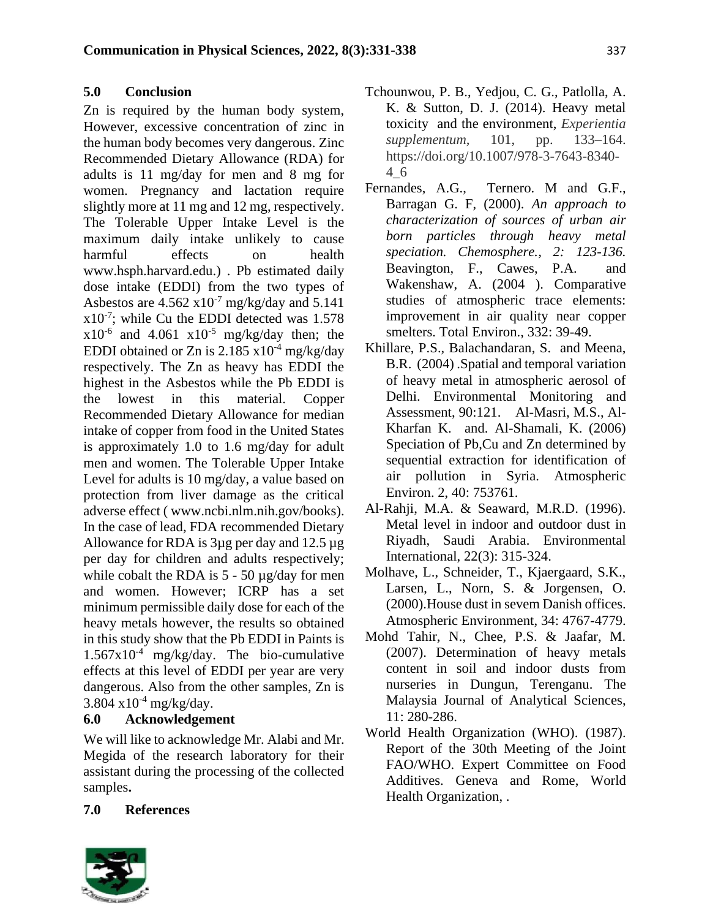## 5.0 Conclusion

Zn is required by the human body system, However, excessive concentration of zinc in the human body becomes very dangerous. Zinc Recommended Dietary Allowance (RDA) for adults is 11 mg/day for men and 8 mg for women. Pregnancy and lactation require slightly more at 11 mg and 12 mg, respectively. The Tolerable Upper Intake Level is the maximum daily intake unlikely to cause harmful effects on health www.hsph.harvard.edu.) . Pb estimated daily dose intake (EDDI) from the two types of Asbestos are $4.562 \times 10^{-7}$ mg/kg/day and $5.141 \times 10^{-7}$; while Cu the EDDI detected was $1.578 \times 10^{-6}$ and $4.061 \times 10^{-5}$ mg/kg/day then; the EDDI obtained or Zn is $2.185 \times 10^{-4}$ mg/kg/day respectively. The Zn as heavy has EDDI the highest in the Asbestos while the Pb EDDI is the lowest in this material. Copper Recommended Dietary Allowance for median intake of copper from food in the United States is approximately 1.0 to 1.6 mg/day for adult men and women. The Tolerable Upper Intake Level for adults is 10 mg/day, a value based on protection from liver damage as the critical adverse effect ( www.ncbi.nlm.nih.gov/books). In the case of lead, FDA recommended Dietary Allowance for RDA is 3µg per day and 12.5 µg per day for children and adults respectively; while cobalt the RDA is 5 - 50 µg/day for men and women. However; ICRP has a set minimum permissible daily dose for each of the heavy metals however, the results so obtained in this study show that the Pb EDDI in Paints is $1.567 \times 10^{-4}$ mg/kg/day. The bio-cumulative effects at this level of EDDI per year are very dangerous. Also from the other samples, Zn is $3.804 \times 10^{-4}$ mg/kg/day.

## 6.0 Acknowledgement

We will like to acknowledge Mr. Alabi and Mr. Megida of the research laboratory for their assistant during the processing of the collected samples**.**

## 7.0 References

Tchounwou, P. B., Yedjou, C. G., Patlolla, A. K. & Sutton, D. J. (2014). Heavy metal toxicity and the environment, *Experientia supplementum*, 101, pp. 133–164. https://doi.org/10.1007/978-3-7643-8340-4_6

Fernandes, A.G., Ternero. M and G.F., Barragan G. F, (2000). *An approach to characterization of sources of urban air born particles through heavy metal speciation. Chemosphere., 2: 123-136.* Beavington, F., Cawes, P.A. and Wakenshaw, A. (2004 ). Comparative studies of atmospheric trace elements: improvement in air quality near copper smelters. Total Environ., 332: 39-49.

Khillare, P.S., Balachandaran, S. and Meena, B.R. (2004) .Spatial and temporal variation of heavy metal in atmospheric aerosol of Delhi. Environmental Monitoring and Assessment, 90:121. Al-Masri, M.S., Al-Kharfan K. and. Al-Shamali, K. (2006) Speciation of Pb,Cu and Zn determined by sequential extraction for identification of air pollution in Syria. Atmospheric Environ. 2, 40: 753761.

Al-Rahji, M.A. & Seaward, M.R.D. (1996). Metal level in indoor and outdoor dust in Riyadh, Saudi Arabia. Environmental International, 22(3): 315-324.

Molhave, L., Schneider, T., Kjaergaard, S.K., Larsen, L., Norn, S. & Jorgensen, O. (2000).House dust in sevem Danish offices. Atmospheric Environment, 34: 4767-4779.

Mohd Tahir, N., Chee, P.S. & Jaafar, M. (2007). Determination of heavy metals content in soil and indoor dusts from nurseries in Dungun, Terenganu. The Malaysia Journal of Analytical Sciences, 11: 280-286.

World Health Organization (WHO). (1987). Report of the 30th Meeting of the Joint FAO/WHO. Expert Committee on Food Additives. Geneva and Rome, World Health Organization, .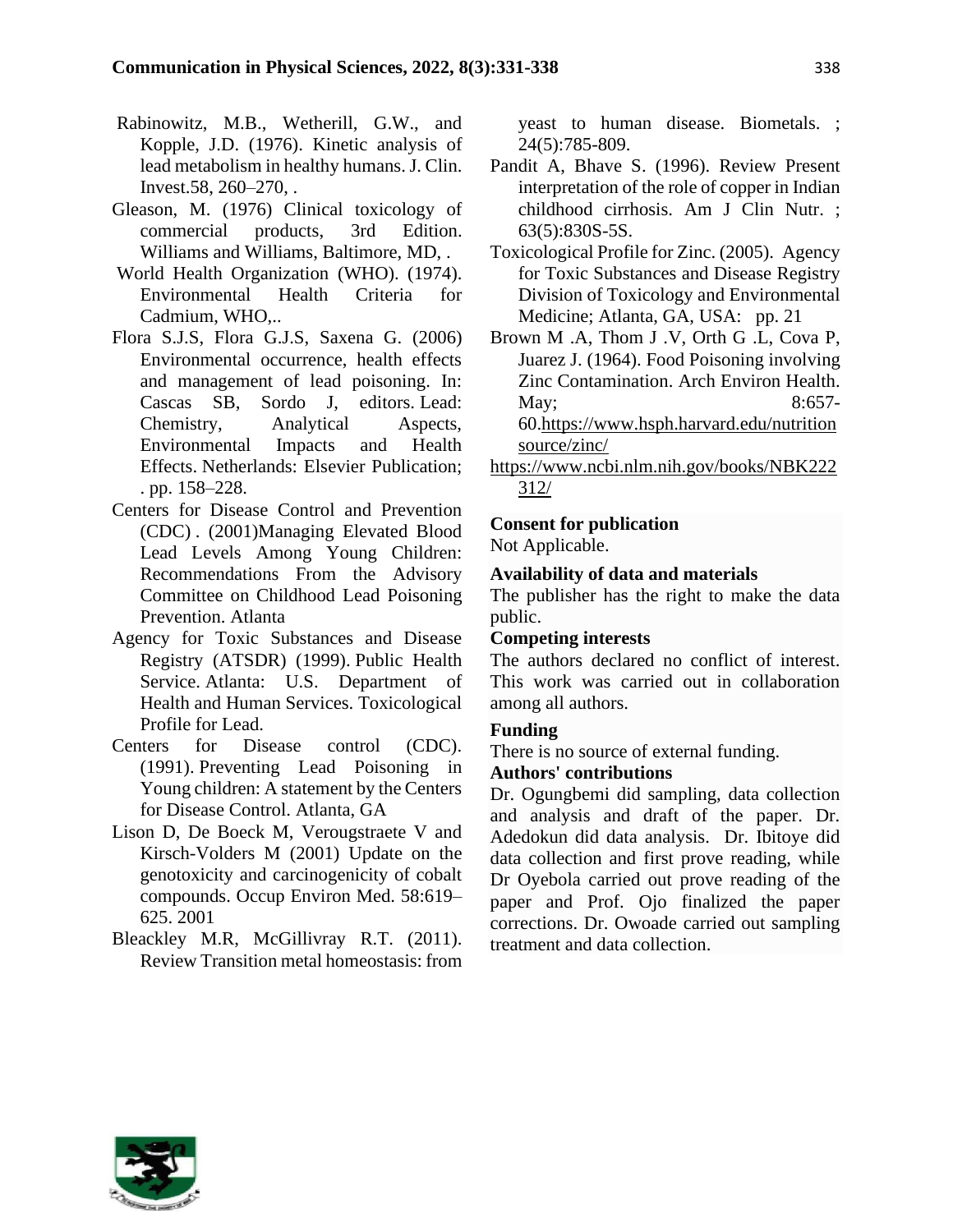Rabinowitz, M.B., Wetherill, G.W., and Kopple, J.D. (1976). Kinetic analysis of lead metabolism in healthy humans. J. Clin. Invest.58, 260–270, .

Gleason, M. (1976) Clinical toxicology of commercial products, 3rd Edition. Williams and Williams, Baltimore, MD, .

World Health Organization (WHO). (1974). Environmental Health Criteria for Cadmium, WHO,..

Flora S.J.S, Flora G.J.S, Saxena G. (2006) Environmental occurrence, health effects and management of lead poisoning. In: Cascas SB, Sordo J, editors. Lead: Chemistry, Analytical Aspects, Environmental Impacts and Health Effects. Netherlands: Elsevier Publication; . pp. 158–228.

Centers for Disease Control and Prevention (CDC) . (2001)Managing Elevated Blood Lead Levels Among Young Children: Recommendations From the Advisory Committee on Childhood Lead Poisoning Prevention. Atlanta

Agency for Toxic Substances and Disease Registry (ATSDR) (1999). Public Health Service. Atlanta: U.S. Department of Health and Human Services. Toxicological Profile for Lead.

Centers for Disease control (CDC). (1991). Preventing Lead Poisoning in Young children: A statement by the Centers for Disease Control. Atlanta, GA

Lison D, De Boeck M, Verougstraete V and Kirsch-Volders M (2001) Update on the genotoxicity and carcinogenicity of cobalt compounds. Occup Environ Med. 58:619–625. 2001

Bleackley M.R, McGillivray R.T. (2011). Review Transition metal homeostasis: from yeast to human disease. Biometals. ; 24(5):785-809.

Pandit A, Bhave S. (1996). Review Present interpretation of the role of copper in Indian childhood cirrhosis. Am J Clin Nutr. ; 63(5):830S-5S.

Toxicological Profile for Zinc. (2005). Agency for Toxic Substances and Disease Registry Division of Toxicology and Environmental Medicine; Atlanta, GA, USA: pp. 21

Brown M .A, Thom J .V, Orth G .L, Cova P, Juarez J. (1964). Food Poisoning involving Zinc Contamination. Arch Environ Health. May; 8:657-60.https://www.hsph.harvard.edu/nutritionsource/zinc/

https://www.ncbi.nlm.nih.gov/books/NBK222312/

**Consent for publication**

Not Applicable.

**Availability of data and materials**

The publisher has the right to make the data public.

**Competing interests**

The authors declared no conflict of interest. This work was carried out in collaboration among all authors.

**Funding**

There is no source of external funding.

**Authors' contributions**

Dr. Ogungbemi did sampling, data collection and analysis and draft of the paper. Dr. Adedokun did data analysis. Dr. Ibitoye did data collection and first prove reading, while Dr Oyebola carried out prove reading of the paper and Prof. Ojo finalized the paper corrections. Dr. Owoade carried out sampling treatment and data collection.